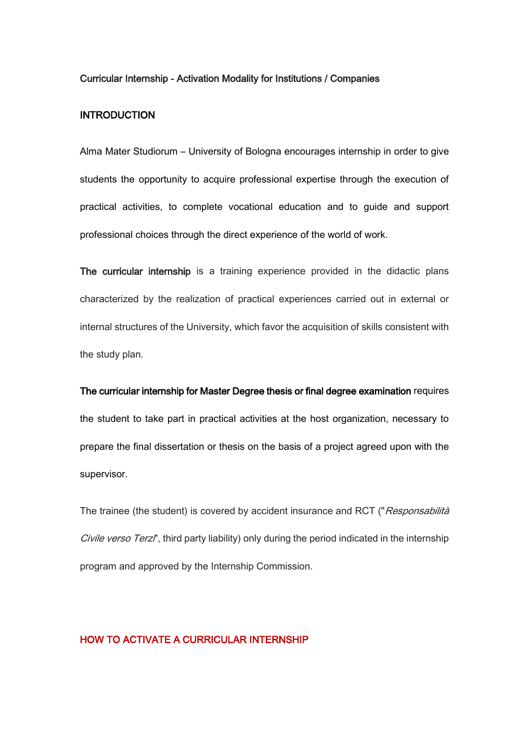# Curricular Internship - Activation Modality for Institutions / Companies

## INTRODUCTION

Alma Mater Studiorum – University of Bologna encourages internship in order to give students the opportunity to acquire professional expertise through the execution of practical activities, to complete vocational education and to guide and support professional choices through the direct experience of the world of work.

**The curricular internship** is a training experience provided in the didactic plans characterized by the realization of practical experiences carried out in external or internal structures of the University, which favor the acquisition of skills consistent with the study plan.

**The curricular internship for Master Degree thesis or final degree examination** requires the student to take part in practical activities at the host organization, necessary to prepare the final dissertation or thesis on the basis of a project agreed upon with the supervisor.

The trainee (the student) is covered by accident insurance and RCT ("*Responsabilità Civile verso Terzi*", third party liability) only during the period indicated in the internship program and approved by the Internship Commission.

## HOW TO ACTIVATE A CURRICULAR INTERNSHIP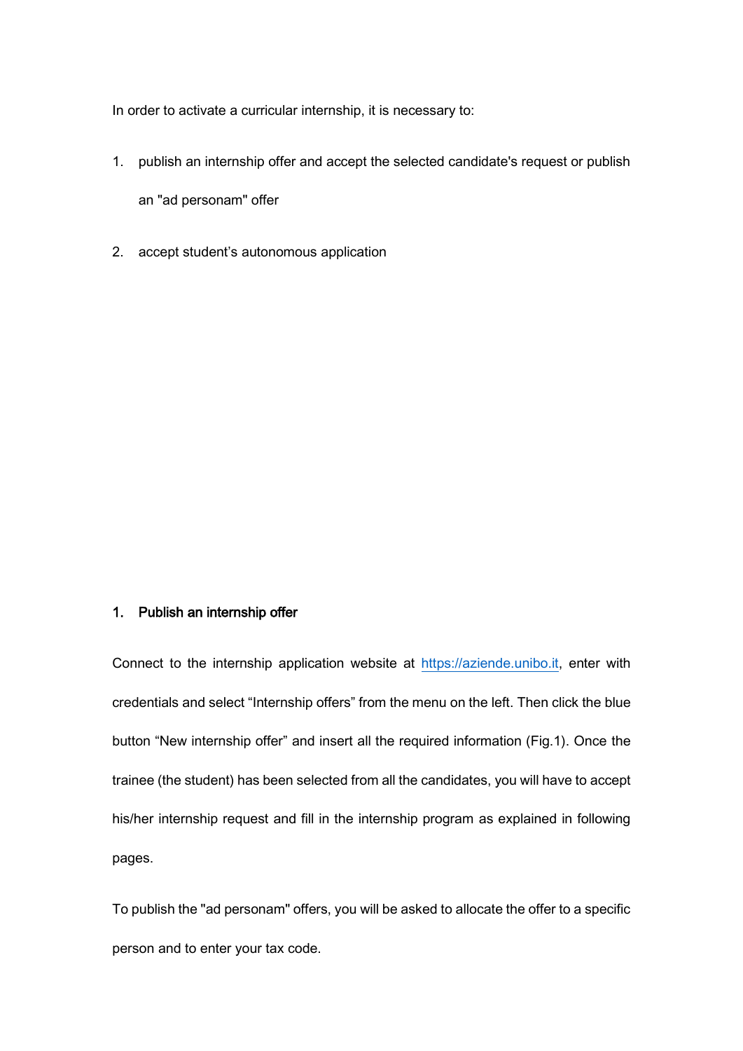In order to activate a curricular internship, it is necessary to:

1. publish an internship offer and accept the selected candidate's request or publish an "ad personam" offer
2. accept student’s autonomous application

## 1. Publish an internship offer

Connect to the internship application website at [https://aziende.unibo.it](https://aziende.unibo.it), enter with credentials and select “Internship offers” from the menu on the left. Then click the blue button “New internship offer” and insert all the required information (Fig.1). Once the trainee (the student) has been selected from all the candidates, you will have to accept his/her internship request and fill in the internship program as explained in following pages.

To publish the "ad personam" offers, you will be asked to allocate the offer to a specific person and to enter your tax code.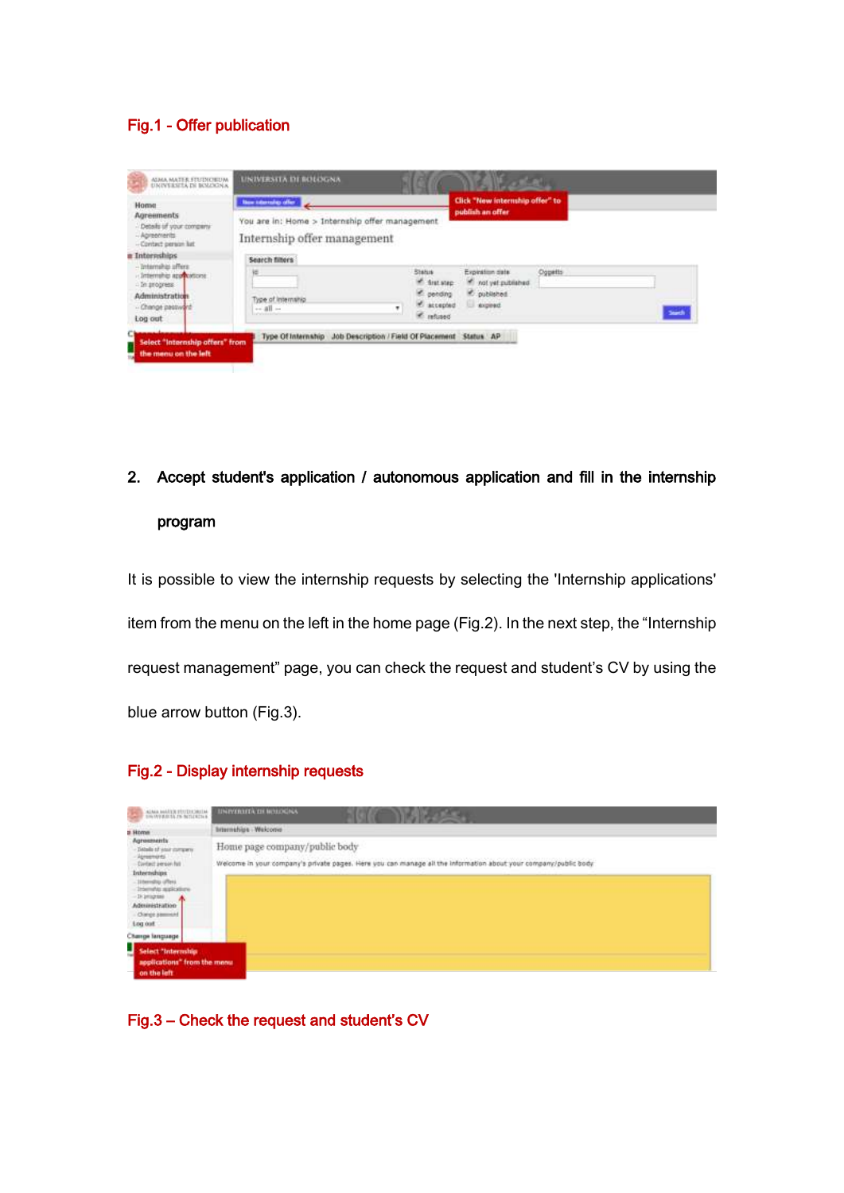Fig.1 - Offer publication

2. **Accept student's application / autonomous application and fill in the internship program**

It is possible to view the internship requests by selecting the 'Internship applications' item from the menu on the left in the home page (Fig.2). In the next step, the “Internship request management” page, you can check the request and student’s CV by using the blue arrow button (Fig.3).

Fig.2 - Display internship requests

Fig.3 – Check the request and student's CV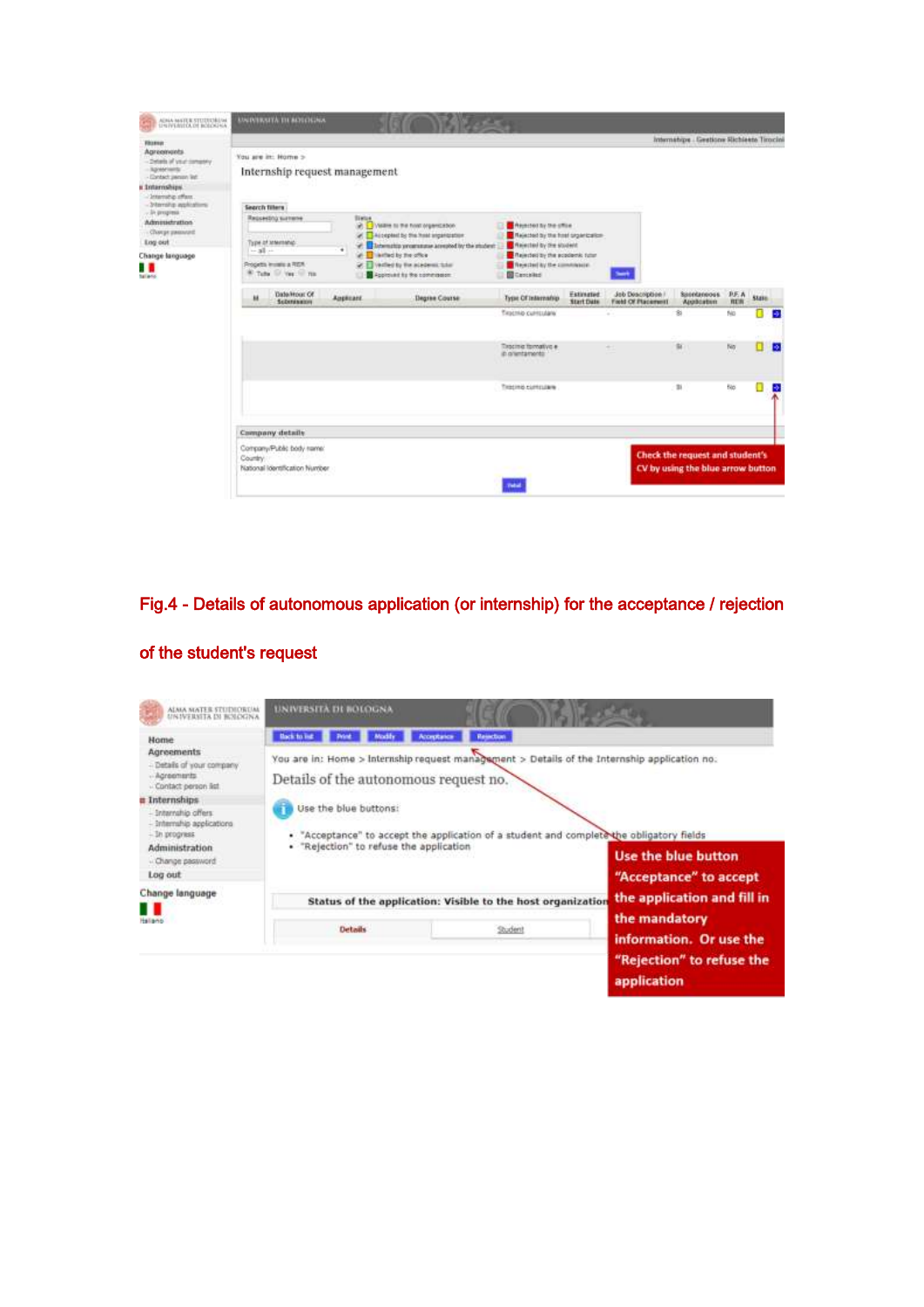Fig.4 - Details of autonomous application (or internship) for the acceptance / rejection of the student's request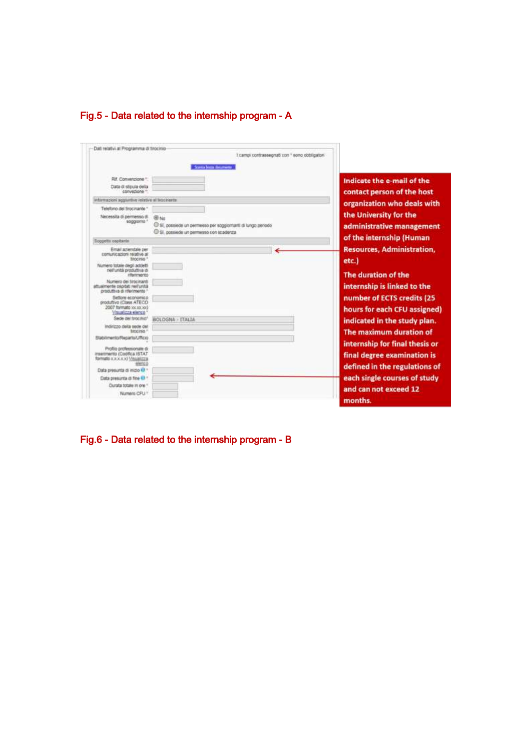Fig.5 - Data related to the internship program - A

Dati relativi al Programma di tirocinio

I campi contrassegnati con * sono obbligatori

Rif. Convenzione *

Data di stipula della convenzione *

Informazioni aggiuntive relative al tirocinante

Telefono del tirocinante *

Necessità di permesso di soggiorno *

- No
- Sì, possiede un permesso per soggiornanti di lungo periodo
- Sì, possiede un permesso con scadenza

Soggetto ospitante

Email aziendale per comunicazioni relative al tirocinio *

Numero totale degli addetti nell'unità produttiva di riferimento

Numero dei tirocinanti attualmente ospitati nell'unità produttiva di riferimento *

Settore economico produttivo (Class ATECO 2007 formato xx.xx.xx) Visualizza elenco *

Sede del tirocinio * BOLOGNA - ITALIA

Indirizzo della sede del tirocinio *

Stabilimento/Reparto/Ufficio

Profilo professionale di inserimento (Codifica ISTAT formato x.x.x.x.x) Visualizza elenco

Data presunta di inizio *

Data presunta di fine *

Durata totale in ore *

Numero CFU *

Indicate the e-mail of the contact person of the host organization who deals with the University for the administrative management of the internship (Human Resources, Administration, etc.)

The duration of the internship is linked to the number of ECTS credits (25 hours for each CFU assigned) indicated in the study plan. The maximum duration of internship for final thesis or final degree examination is defined in the regulations of each single courses of study and can not exceed 12 months.

Fig.6 - Data related to the internship program - B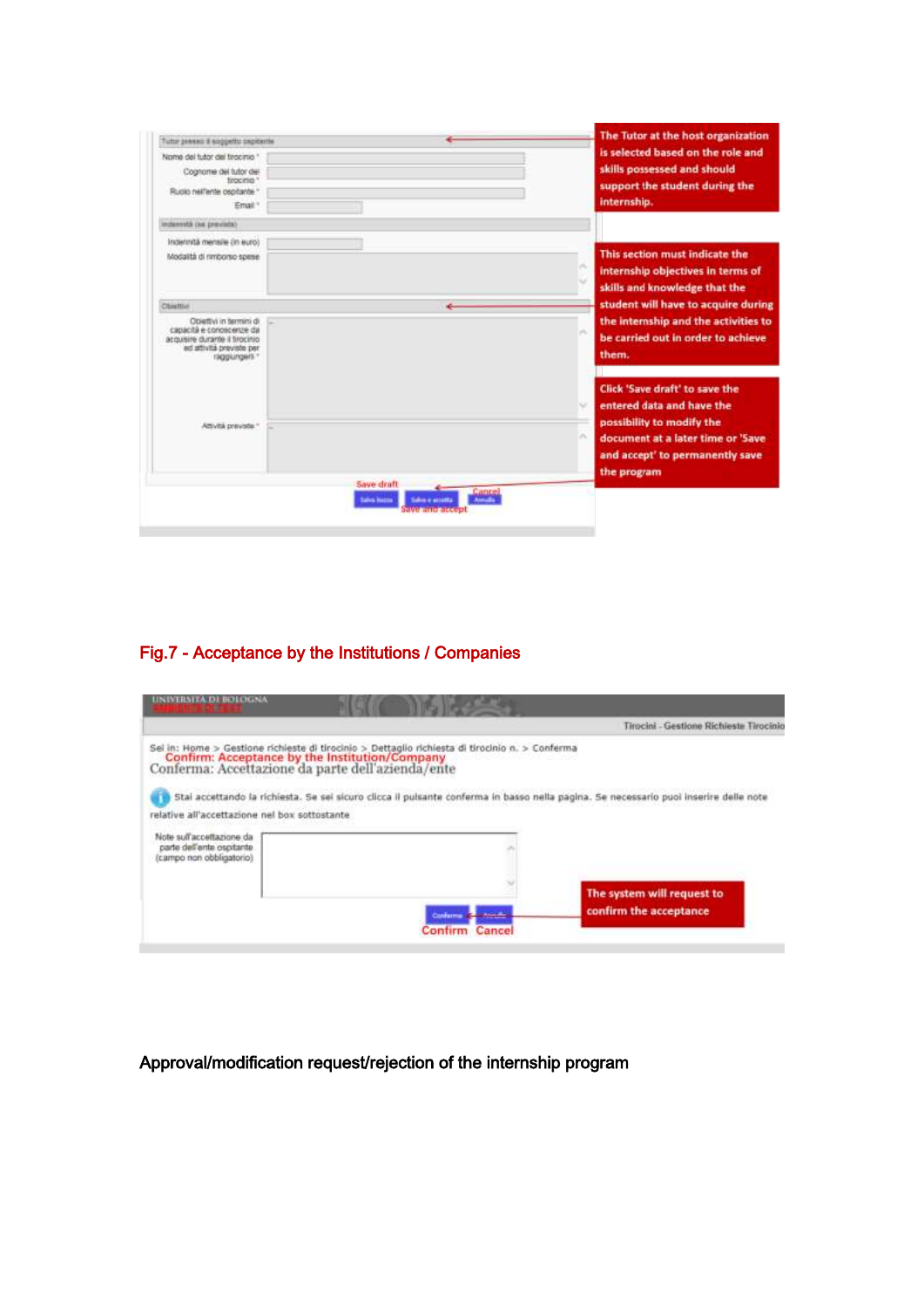| Tutor presso il soggetto ospitante | |
| --- | --- |
| Nome del tutor del tirocinio * | |
| Cognome del tutor del tirocinio * | |
| Ruolo nell'ente ospitante * | |
| Email * | |

The Tutor at the host organization is selected based on the role and skills possessed and should support the student during the internship.

| Indennità (se prevista) | |
| --- | --- |
| Indennità mensile (in euro) | |
| Modalità di rimborso spese | |

| Obiettivi | |
| --- | --- |
| Obiettivi in termini di capacità e conoscenze da acquisire durante il tirocinio ed attività previste per raggiungerli * | |
| Attività previste * | |

This section must indicate the internship objectives in terms of skills and knowledge that the student will have to acquire during the internship and the activities to be carried out in order to achieve them.

Salva bozza (Save draft) | Salva e accetta (Save and accept) | Annulla (Cancel)

Click 'Save draft' to save the entered data and have the possibility to modify the document at a later time or 'Save and accept' to permanently save the program

## Fig.7 - Acceptance by the Institutions / Companies

UNIVERSITÀ DI BOLOGNA

Tirocini - Gestione Richieste Tirocinio

Sei in: Home > Gestione richieste di tirocinio > Dettaglio richiesta di tirocinio n. > Conferma

Confirm: Acceptance by the Institution/Company

Conferma: Accettazione da parte dell'azienda/ente

Stai accettando la richiesta. Se sei sicuro clicca il pulsante conferma in basso nella pagina. Se necessario puoi inserire delle note relative all'accettazione nel box sottostante

Note sull'accettazione da parte dell'ente ospitante (campo non obbligatorio)

Conferma (Confirm) | Annulla (Cancel)

The system will request to confirm the acceptance

## Approval/modification request/rejection of the internship program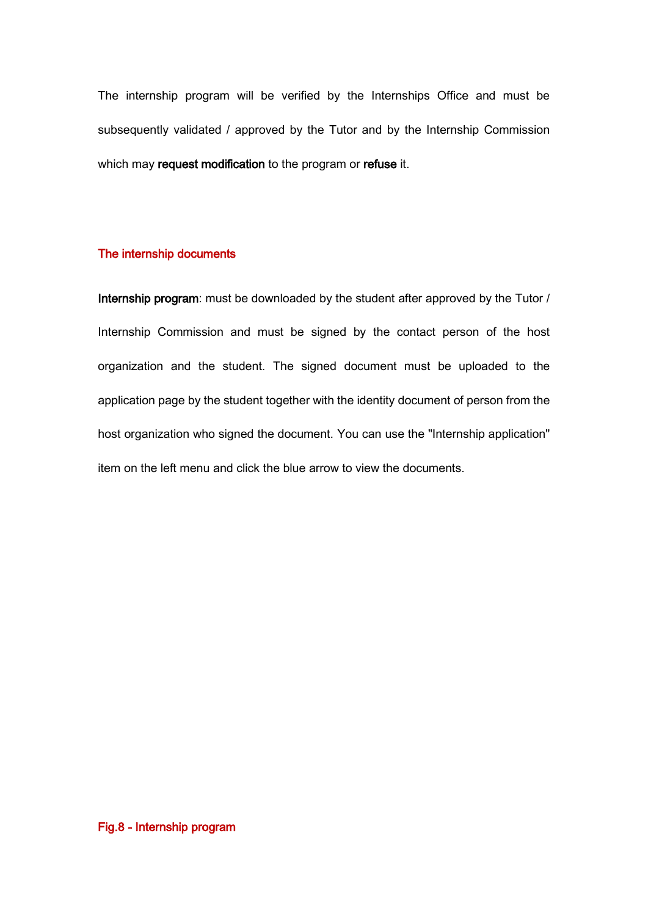The internship program will be verified by the Internships Office and must be subsequently validated / approved by the Tutor and by the Internship Commission which may **request modification** to the program or **refuse** it.

## The internship documents

**Internship program**: must be downloaded by the student after approved by the Tutor / Internship Commission and must be signed by the contact person of the host organization and the student. The signed document must be uploaded to the application page by the student together with the identity document of person from the host organization who signed the document. You can use the "Internship application" item on the left menu and click the blue arrow to view the documents.

Fig.8 - Internship program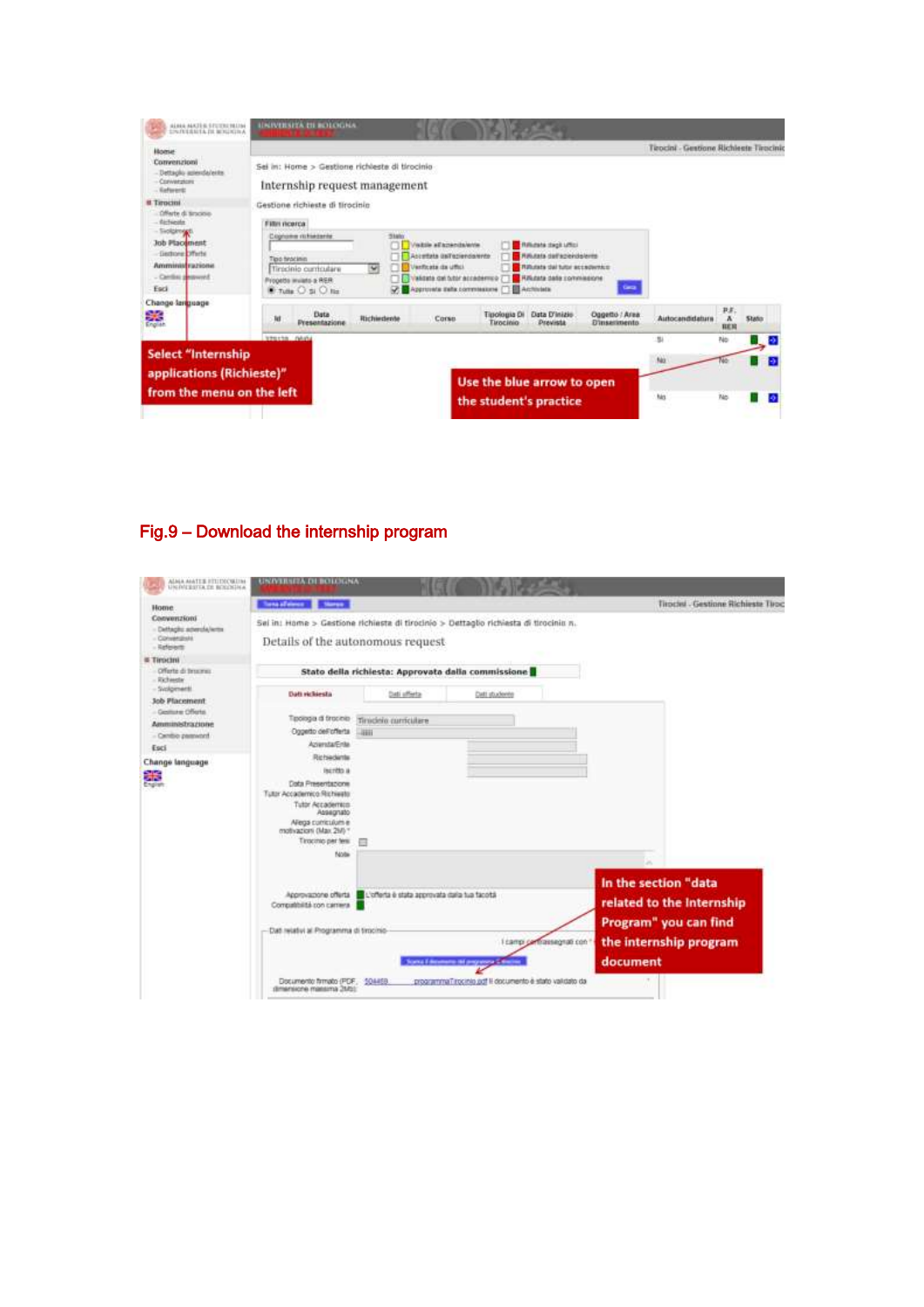Select "Internship applications (Richieste)" from the menu on the left

Use the blue arrow to open the student's practice

**Fig.9 – Download the internship program**

In the section "data related to the Internship Program" you can find the internship program document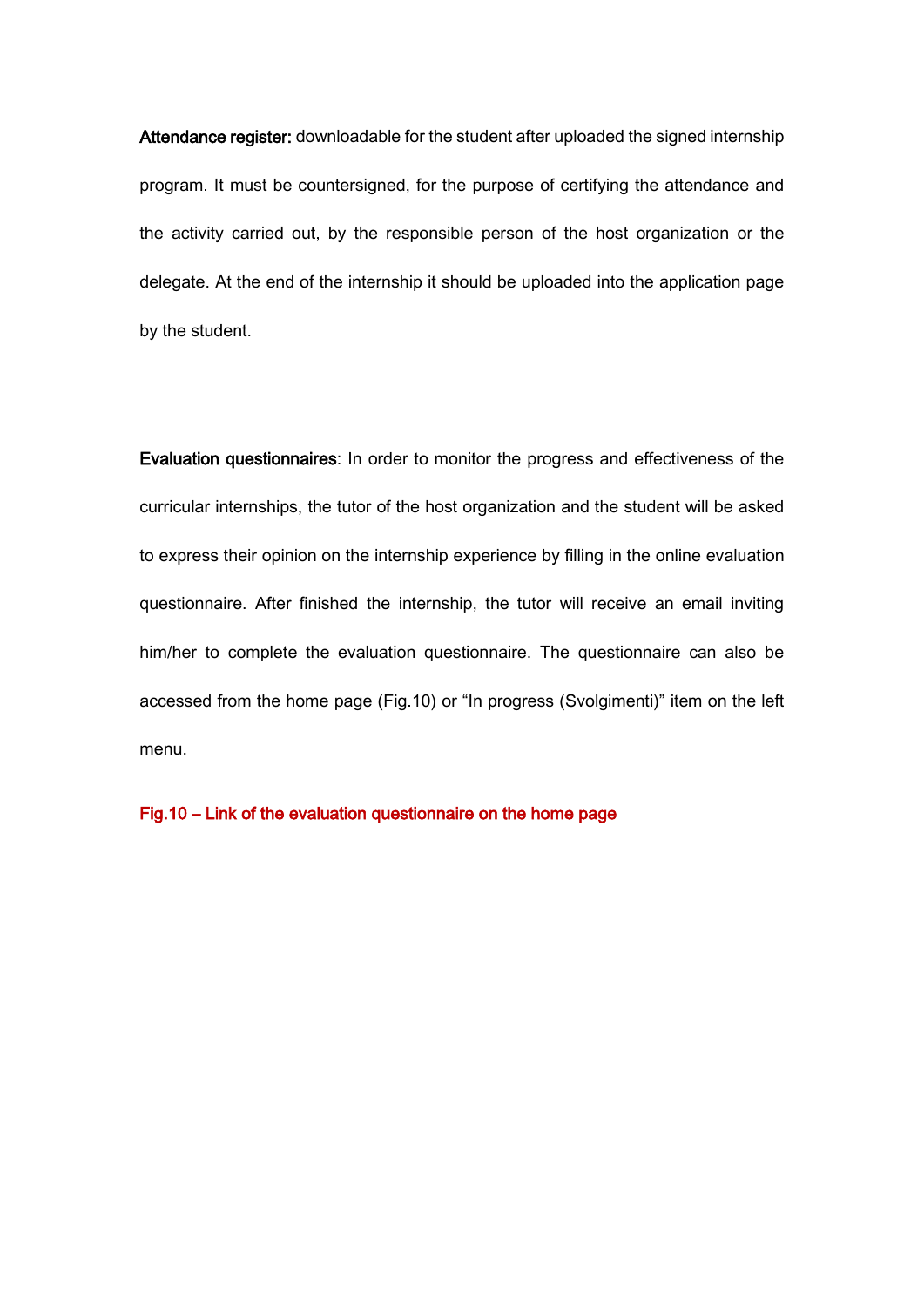**Attendance register:** downloadable for the student after uploaded the signed internship program. It must be countersigned, for the purpose of certifying the attendance and the activity carried out, by the responsible person of the host organization or the delegate. At the end of the internship it should be uploaded into the application page by the student.

**Evaluation questionnaires**: In order to monitor the progress and effectiveness of the curricular internships, the tutor of the host organization and the student will be asked to express their opinion on the internship experience by filling in the online evaluation questionnaire. After finished the internship, the tutor will receive an email inviting him/her to complete the evaluation questionnaire. The questionnaire can also be accessed from the home page (Fig.10) or "In progress (Svolgimenti)" item on the left menu.

**Fig.10 – Link of the evaluation questionnaire on the home page**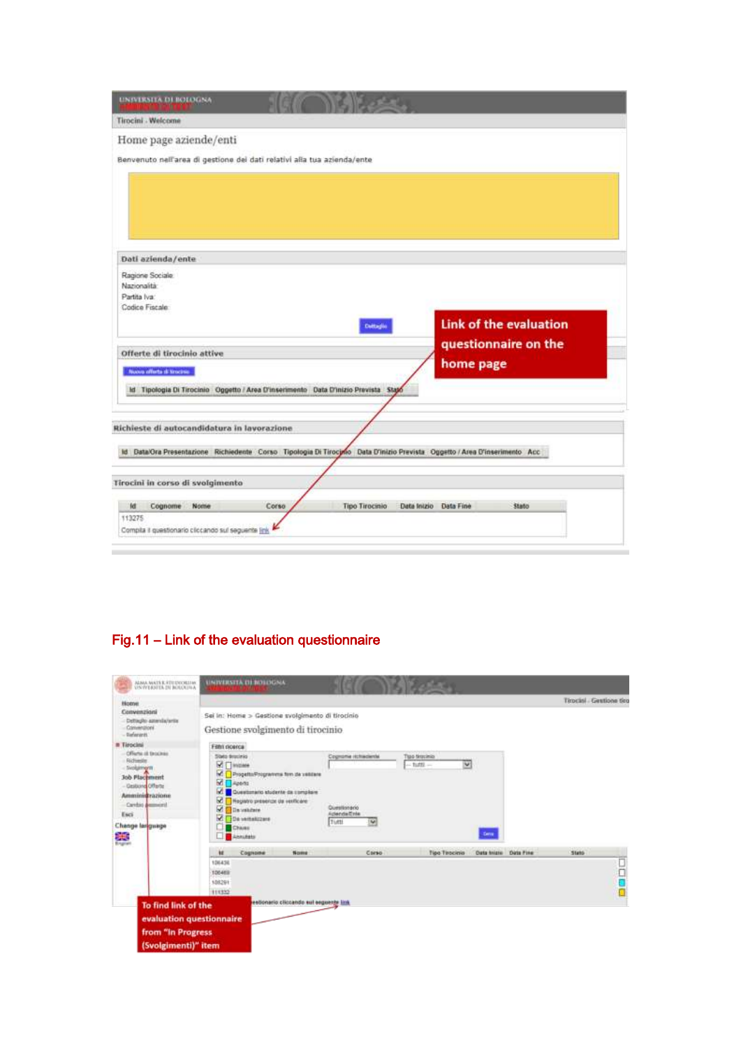Fig.11 – Link of the evaluation questionnaire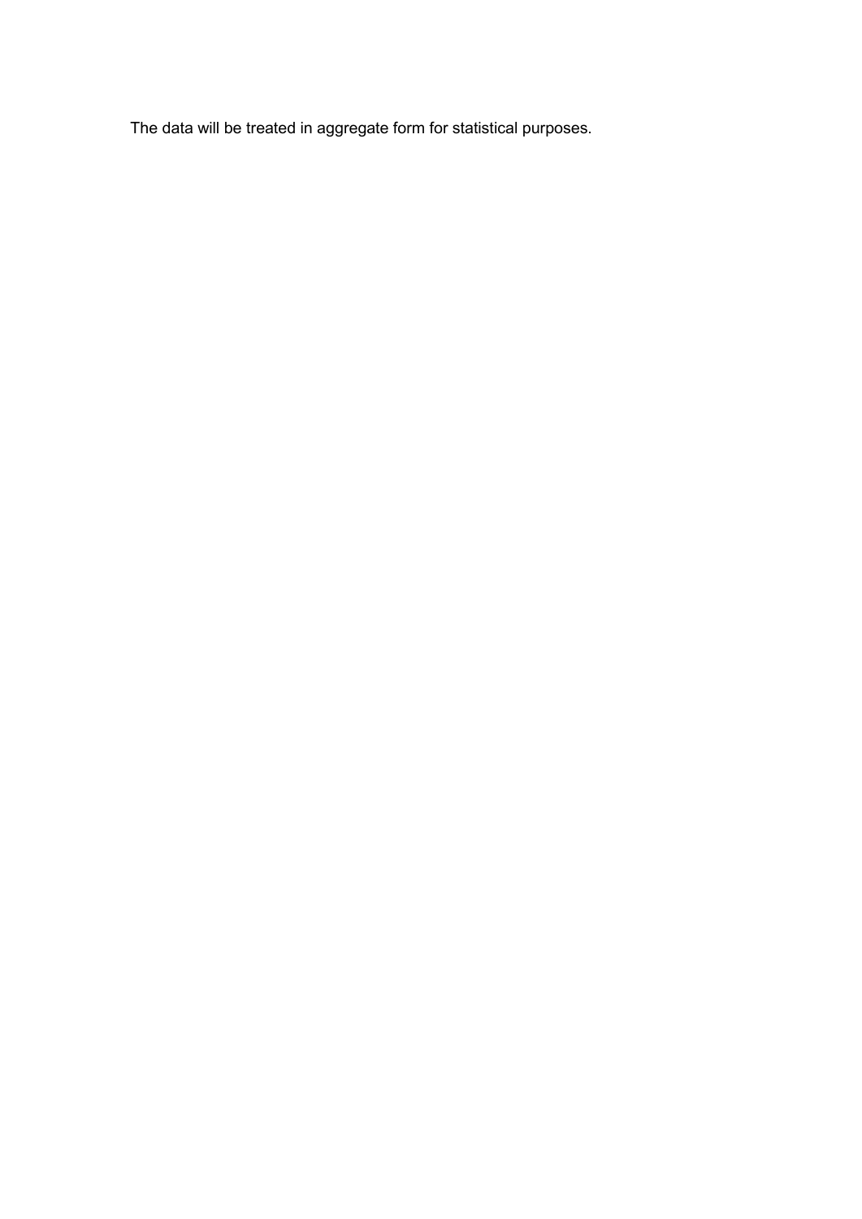The data will be treated in aggregate form for statistical purposes.